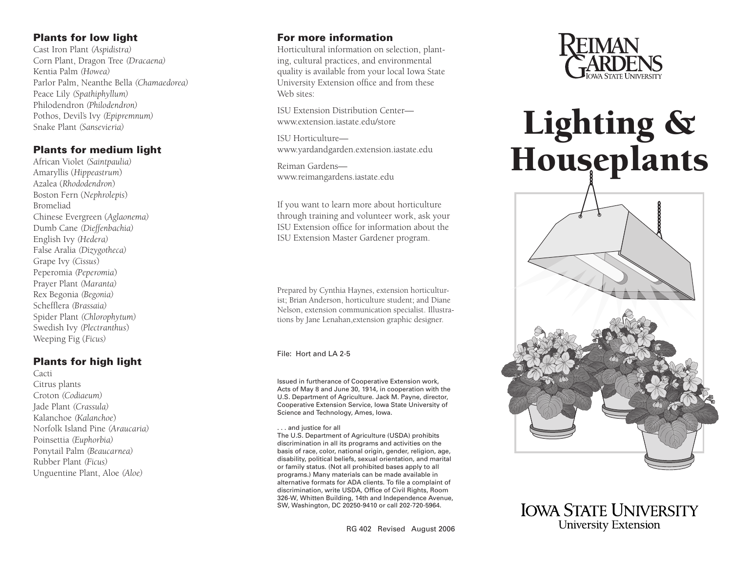## Plants for low light

Cast Iron Plant *(Aspidistra)*
Corn Plant, Dragon Tree *(Dracaena)*
Kentia Palm *(Howea)*
Parlor Palm, Neanthe Bella *(Chamaedorea)*
Peace Lily *(Spathiphyllum)*
Philodendron *(Philodendron)*
Pothos, Devil's Ivy *(Epipremnum)*
Snake Plant *(Sansevieria)*

## Plants for medium light

African Violet *(Saintpaulia)*
Amaryllis (*Hippeastrum*)
Azalea (*Rhododendron*)
Boston Fern (*Nephrolepis*)
Bromeliad
Chinese Evergreen (*Aglaonema)*
Dumb Cane *(Dieffenbachia)*
English Ivy *(Hedera)*
False Aralia *(Dizygotheca)*
Grape Ivy *(Cissus*)
Peperomia *(Peperomia*)
Prayer Plant *(Maranta)*
Rex Begonia *(Begonia)*
Schefflera *(Brassaia)*
Spider Plant *(Chlorophytum)*
Swedish Ivy *(Plectranthus*)
Weeping Fig (*Ficus)*

## Plants for high light

Cacti
Citrus plants
Croton *(Codiaeum)*
Jade Plant *(Crassula)*
Kalanchoe *(Kalanchoe*)
Norfolk Island Pine *(Araucaria)*
Poinsettia *(Euphorbia)*
Ponytail Palm *(Beaucarnea)*
Rubber Plant *(Ficus)*
Unguentine Plant, Aloe *(Aloe)*

## For more information

Horticultural information on selection, planting, cultural practices, and environmental quality is available from your local Iowa State University Extension office and from these Web sites:

ISU Extension Distribution Center—
www.extension.iastate.edu/store

ISU Horticulture—
www.yardandgarden.extension.iastate.edu

Reiman Gardens—
www.reimangardens.iastate.edu

If you want to learn more about horticulture through training and volunteer work, ask your ISU Extension office for information about the ISU Extension Master Gardener program.

Prepared by Cynthia Haynes, extension horticulturist; Brian Anderson, horticulture student; and Diane Nelson, extension communication specialist. Illustrations by Jane Lenahan,extension graphic designer.

File: Hort and LA 2-5

Issued in furtherance of Cooperative Extension work, Acts of May 8 and June 30, 1914, in cooperation with the U.S. Department of Agriculture. Jack M. Payne, director, Cooperative Extension Service, Iowa State University of Science and Technology, Ames, Iowa.

. . . and justice for all
The U.S. Department of Agriculture (USDA) prohibits discrimination in all its programs and activities on the basis of race, color, national origin, gender, religion, age, disability, political beliefs, sexual orientation, and marital or family status. (Not all prohibited bases apply to all programs.) Many materials can be made available in alternative formats for ADA clients. To file a complaint of discrimination, write USDA, Office of Civil Rights, Room 326-W, Whitten Building, 14th and Independence Avenue, SW, Washington, DC 20250-9410 or call 202-720-5964.

RG 402 Revised August 2006

Reiman Gardens
Iowa State University

# Lighting & Houseplants

Iowa State University
University Extension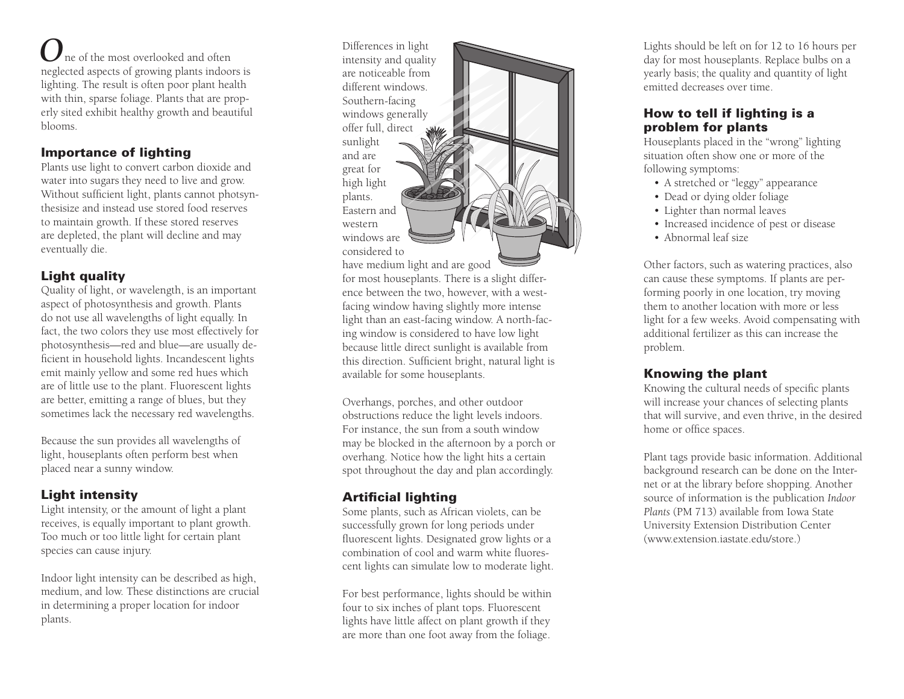One of the most overlooked and often neglected aspects of growing plants indoors is lighting. The result is often poor plant health with thin, sparse foliage. Plants that are properly sited exhibit healthy growth and beautiful blooms.

## Importance of lighting

Plants use light to convert carbon dioxide and water into sugars they need to live and grow. Without sufficient light, plants cannot photsynthesisize and instead use stored food reserves to maintain growth. If these stored reserves are depleted, the plant will decline and may eventually die.

## Light quality

Quality of light, or wavelength, is an important aspect of photosynthesis and growth. Plants do not use all wavelengths of light equally. In fact, the two colors they use most effectively for photosynthesis—red and blue—are usually deficient in household lights. Incandescent lights emit mainly yellow and some red hues which are of little use to the plant. Fluorescent lights are better, emitting a range of blues, but they sometimes lack the necessary red wavelengths.

Because the sun provides all wavelengths of light, houseplants often perform best when placed near a sunny window.

## Light intensity

Light intensity, or the amount of light a plant receives, is equally important to plant growth. Too much or too little light for certain plant species can cause injury.

Indoor light intensity can be described as high, medium, and low. These distinctions are crucial in determining a proper location for indoor plants.

Differences in light intensity and quality are noticeable from different windows. Southern-facing windows generally offer full, direct sunlight and are great for high light plants. Eastern and western windows are considered to have medium light and are good for most houseplants. There is a slight difference between the two, however, with a west-facing window having slightly more intense light than an east-facing window. A north-facing window is considered to have low light because little direct sunlight is available from this direction. Sufficient bright, natural light is available for some houseplants.

Overhangs, porches, and other outdoor obstructions reduce the light levels indoors. For instance, the sun from a south window may be blocked in the afternoon by a porch or overhang. Notice how the light hits a certain spot throughout the day and plan accordingly.

## Artificial lighting

Some plants, such as African violets, can be successfully grown for long periods under fluorescent lights. Designated grow lights or a combination of cool and warm white fluorescent lights can simulate low to moderate light.

For best performance, lights should be within four to six inches of plant tops. Fluorescent lights have little affect on plant growth if they are more than one foot away from the foliage.

Lights should be left on for 12 to 16 hours per day for most houseplants. Replace bulbs on a yearly basis; the quality and quantity of light emitted decreases over time.

## How to tell if lighting is a problem for plants

Houseplants placed in the "wrong" lighting situation often show one or more of the following symptoms:

- A stretched or "leggy" appearance
- Dead or dying older foliage
- Lighter than normal leaves
- Increased incidence of pest or disease
- Abnormal leaf size

Other factors, such as watering practices, also can cause these symptoms. If plants are performing poorly in one location, try moving them to another location with more or less light for a few weeks. Avoid compensating with additional fertilizer as this can increase the problem.

## Knowing the plant

Knowing the cultural needs of specific plants will increase your chances of selecting plants that will survive, and even thrive, in the desired home or office spaces.

Plant tags provide basic information. Additional background research can be done on the Internet or at the library before shopping. Another source of information is the publication *Indoor Plants* (PM 713) available from Iowa State University Extension Distribution Center (www.extension.iastate.edu/store.)